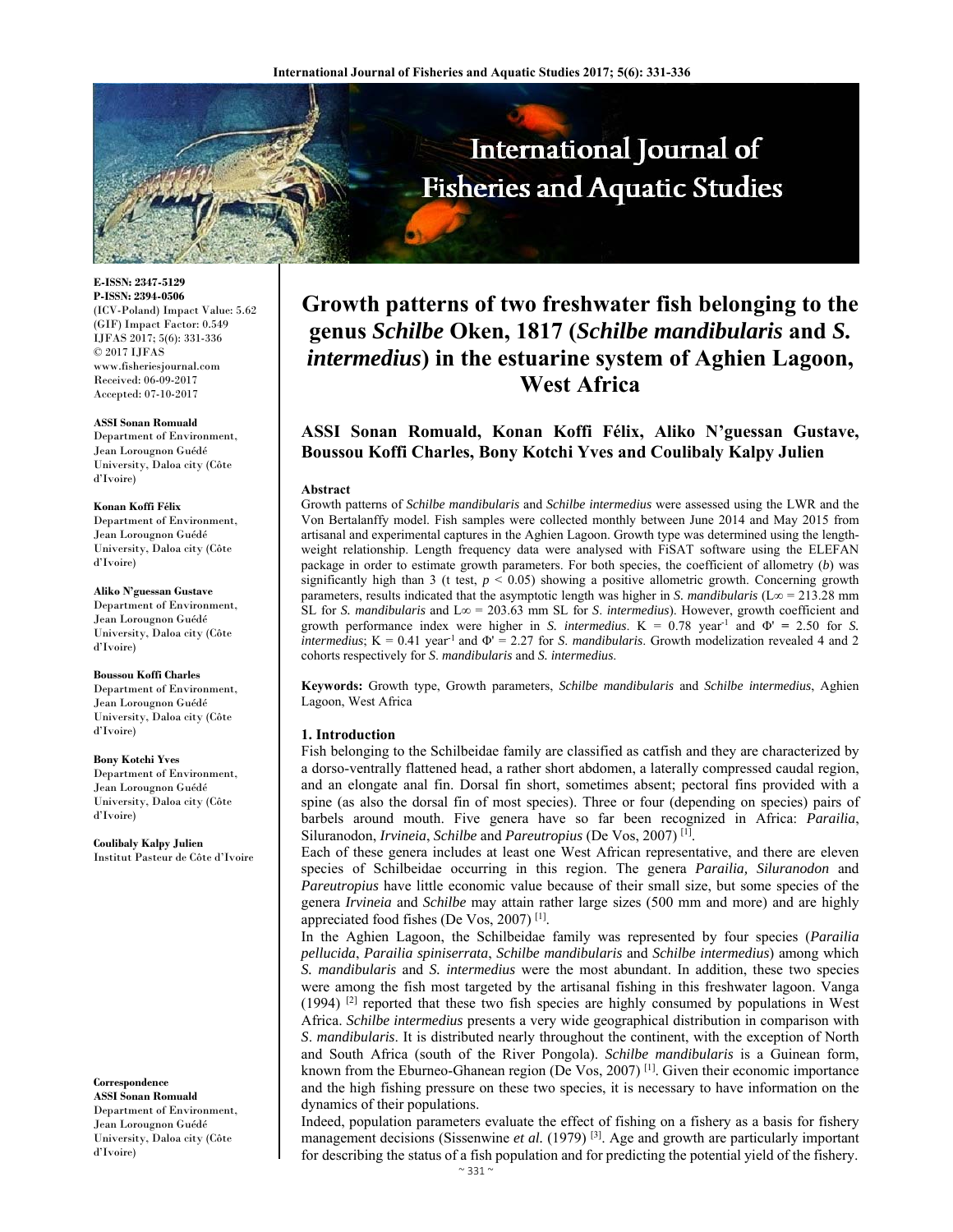E-ISSN: 2347-5129
P-ISSN: 2394-0506
(ICV-Poland) Impact Value: 5.62
(GIF) Impact Factor: 0.549
IJFAS 2017; 5(6): 331-336
© 2017 IJFAS
www.fisheriesjournal.com
Received: 06-09-2017
Accepted: 07-10-2017

**ASSI Sonan Romuald**
Department of Environment, Jean Lorougnon Guédé University, Daloa city (Côte d'Ivoire)

**Konan Koffi Félix**
Department of Environment, Jean Lorougnon Guédé University, Daloa city (Côte d'Ivoire)

**Aliko N'guessan Gustave**
Department of Environment, Jean Lorougnon Guédé University, Daloa city (Côte d'Ivoire)

**Boussou Koffi Charles**
Department of Environment, Jean Lorougnon Guédé University, Daloa city (Côte d'Ivoire)

**Bony Kotchi Yves**
Department of Environment, Jean Lorougnon Guédé University, Daloa city (Côte d'Ivoire)

**Coulibaly Kalpy Julien**
Institut Pasteur de Côte d'Ivoire

**Correspondence**
**ASSI Sonan Romuald**
Department of Environment, Jean Lorougnon Guédé University, Daloa city (Côte d'Ivoire)

# Growth patterns of two freshwater fish belonging to the genus *Schilbe* Oken, 1817 (*Schilbe mandibularis* and *S. intermedius*) in the estuarine system of Aghien Lagoon, West Africa

**ASSI Sonan Romuald, Konan Koffi Félix, Aliko N'guessan Gustave, Boussou Koffi Charles, Bony Kotchi Yves and Coulibaly Kalpy Julien**

## Abstract

Growth patterns of *Schilbe mandibularis* and *Schilbe intermedius* were assessed using the LWR and the Von Bertalanffy model. Fish samples were collected monthly between June 2014 and May 2015 from artisanal and experimental captures in the Aghien Lagoon. Growth type was determined using the length-weight relationship. Length frequency data were analysed with FiSAT software using the ELEFAN package in order to estimate growth parameters. For both species, the coefficient of allometry (*b*) was significantly high than 3 (t test, $p < 0.05$) showing a positive allometric growth. Concerning growth parameters, results indicated that the asymptotic length was higher in *S. mandibularis* ($L\infty = 213.28$ mm SL for *S. mandibularis* and $L\infty = 203.63$ mm SL for *S. intermedius*). However, growth coefficient and growth performance index were higher in *S. intermedius*. $K = 0.78$ year$^{-1}$ and $\Phi' = 2.50$ for *S. intermedius*; $K = 0.41$ year$^{-1}$ and $\Phi' = 2.27$ for *S. mandibularis*. Growth modelization revealed 4 and 2 cohorts respectively for *S. mandibularis* and *S. intermedius*.

**Keywords:** Growth type, Growth parameters, *Schilbe mandibularis* and *Schilbe intermedius*, Aghien Lagoon, West Africa

## 1. Introduction

Fish belonging to the Schilbeidae family are classified as catfish and they are characterized by a dorso-ventrally flattened head, a rather short abdomen, a laterally compressed caudal region, and an elongate anal fin. Dorsal fin short, sometimes absent; pectoral fins provided with a spine (as also the dorsal fin of most species). Three or four (depending on species) pairs of barbels around mouth. Five genera have so far been recognized in Africa: *Parailia*, Siluranodon, *Irvineia*, *Schilbe* and *Pareutropius* (De Vos, 2007) [1].

Each of these genera includes at least one West African representative, and there are eleven species of Schilbeidae occurring in this region. The genera *Parailia, Siluranodon* and *Pareutropius* have little economic value because of their small size, but some species of the genera *Irvineia* and *Schilbe* may attain rather large sizes (500 mm and more) and are highly appreciated food fishes (De Vos, 2007) [1].

In the Aghien Lagoon, the Schilbeidae family was represented by four species (*Parailia pellucida*, *Parailia spiniserrata*, *Schilbe mandibularis* and *Schilbe intermedius*) among which *S. mandibularis* and *S. intermedius* were the most abundant. In addition, these two species were among the fish most targeted by the artisanal fishing in this freshwater lagoon. Vanga (1994) [2] reported that these two fish species are highly consumed by populations in West Africa. *Schilbe intermedius* presents a very wide geographical distribution in comparison with *S. mandibularis*. It is distributed nearly throughout the continent, with the exception of North and South Africa (south of the River Pongola). *Schilbe mandibularis* is a Guinean form, known from the Eburneo-Ghanean region (De Vos, 2007) [1]. Given their economic importance and the high fishing pressure on these two species, it is necessary to have information on the dynamics of their populations.

Indeed, population parameters evaluate the effect of fishing on a fishery as a basis for fishery management decisions (Sissenwine *et al.* (1979) [3]. Age and growth are particularly important for describing the status of a fish population and for predicting the potential yield of the fishery.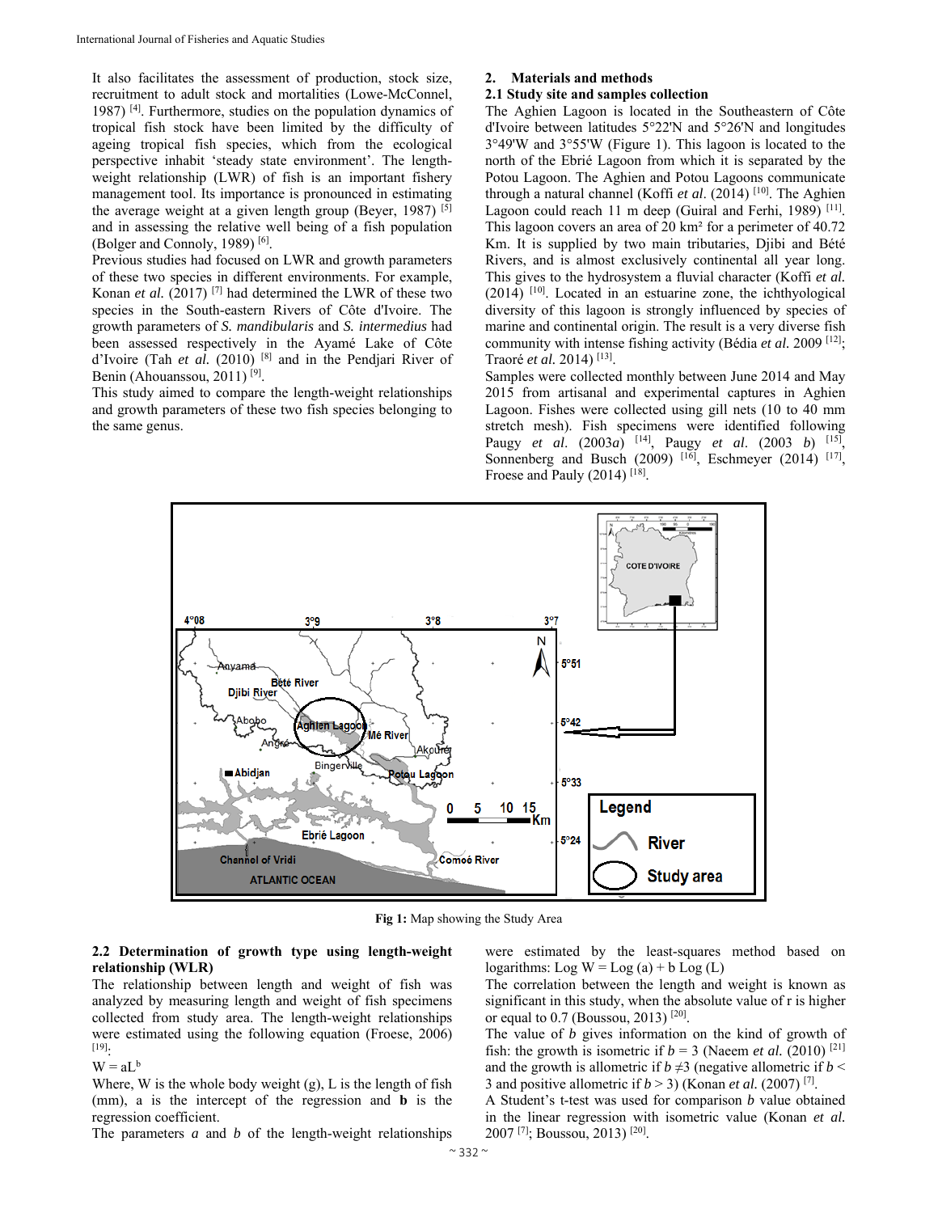It also facilitates the assessment of production, stock size, recruitment to adult stock and mortalities (Lowe-McConnel, 1987) [4]. Furthermore, studies on the population dynamics of tropical fish stock have been limited by the difficulty of ageing tropical fish species, which from the ecological perspective inhabit 'steady state environment'. The length-weight relationship (LWR) of fish is an important fishery management tool. Its importance is pronounced in estimating the average weight at a given length group (Beyer, 1987) [5] and in assessing the relative well being of a fish population (Bolger and Connoly, 1989) [6].

Previous studies had focused on LWR and growth parameters of these two species in different environments. For example, Konan *et al.* (2017) [7] had determined the LWR of these two species in the South-eastern Rivers of Côte d'Ivoire. The growth parameters of *S. mandibularis* and *S. intermedius* had been assessed respectively in the Ayamé Lake of Côte d'Ivoire (Tah *et al.* (2010) [8] and in the Pendjari River of Benin (Ahouanssou, 2011) [9].

This study aimed to compare the length-weight relationships and growth parameters of these two fish species belonging to the same genus.

## 2. Materials and methods

### 2.1 Study site and samples collection

The Aghien Lagoon is located in the Southeastern of Côte d'Ivoire between latitudes 5°22'N and 5°26'N and longitudes 3°49'W and 3°55'W (Figure 1). This lagoon is located to the north of the Ebrié Lagoon from which it is separated by the Potou Lagoon. The Aghien and Potou Lagoons communicate through a natural channel (Koffi *et al.* (2014) [10]. The Aghien Lagoon could reach 11 m deep (Guiral and Ferhi, 1989) [11]. This lagoon covers an area of 20 km² for a perimeter of 40.72 Km. It is supplied by two main tributaries, Djibi and Bété Rivers, and is almost exclusively continental all year long. This gives to the hydrosystem a fluvial character (Koffi *et al.* (2014) [10]. Located in an estuarine zone, the ichthyological diversity of this lagoon is strongly influenced by species of marine and continental origin. The result is a very diverse fish community with intense fishing activity (Bédia *et al.* 2009 [12]; Traoré *et al.* 2014) [13].

Samples were collected monthly between June 2014 and May 2015 from artisanal and experimental captures in Aghien Lagoon. Fishes were collected using gill nets (10 to 40 mm stretch mesh). Fish specimens were identified following Paugy *et al.* (2003*a*) [14], Paugy *et al.* (2003 *b*) [15], Sonnenberg and Busch (2009) [16], Eschmeyer (2014) [17], Froese and Pauly (2014) [18].

**Fig 1:** Map showing the Study Area

### 2.2 Determination of growth type using length-weight relationship (WLR)

The relationship between length and weight of fish was analyzed by measuring length and weight of fish specimens collected from study area. The length-weight relationships were estimated using the following equation (Froese, 2006) [19]:

$$W = aL^b$$

Where, W is the whole body weight (g), L is the length of fish (mm), a is the intercept of the regression and **b** is the regression coefficient.

The parameters *a* and *b* of the length-weight relationships were estimated by the least-squares method based on logarithms: $\text{Log } W = \text{Log } (a) + b \text{ Log } (L)$

The correlation between the length and weight is known as significant in this study, when the absolute value of r is higher or equal to 0.7 (Boussou, 2013) [20].

The value of *b* gives information on the kind of growth of fish: the growth is isometric if $b = 3$ (Naeem *et al.* (2010) [21] and the growth is allometric if $b \neq 3$ (negative allometric if $b < 3$ and positive allometric if $b > 3$) (Konan *et al.* (2007) [7].

A Student's t-test was used for comparison *b* value obtained in the linear regression with isometric value (Konan *et al.* 2007 [7]; Boussou, 2013) [20].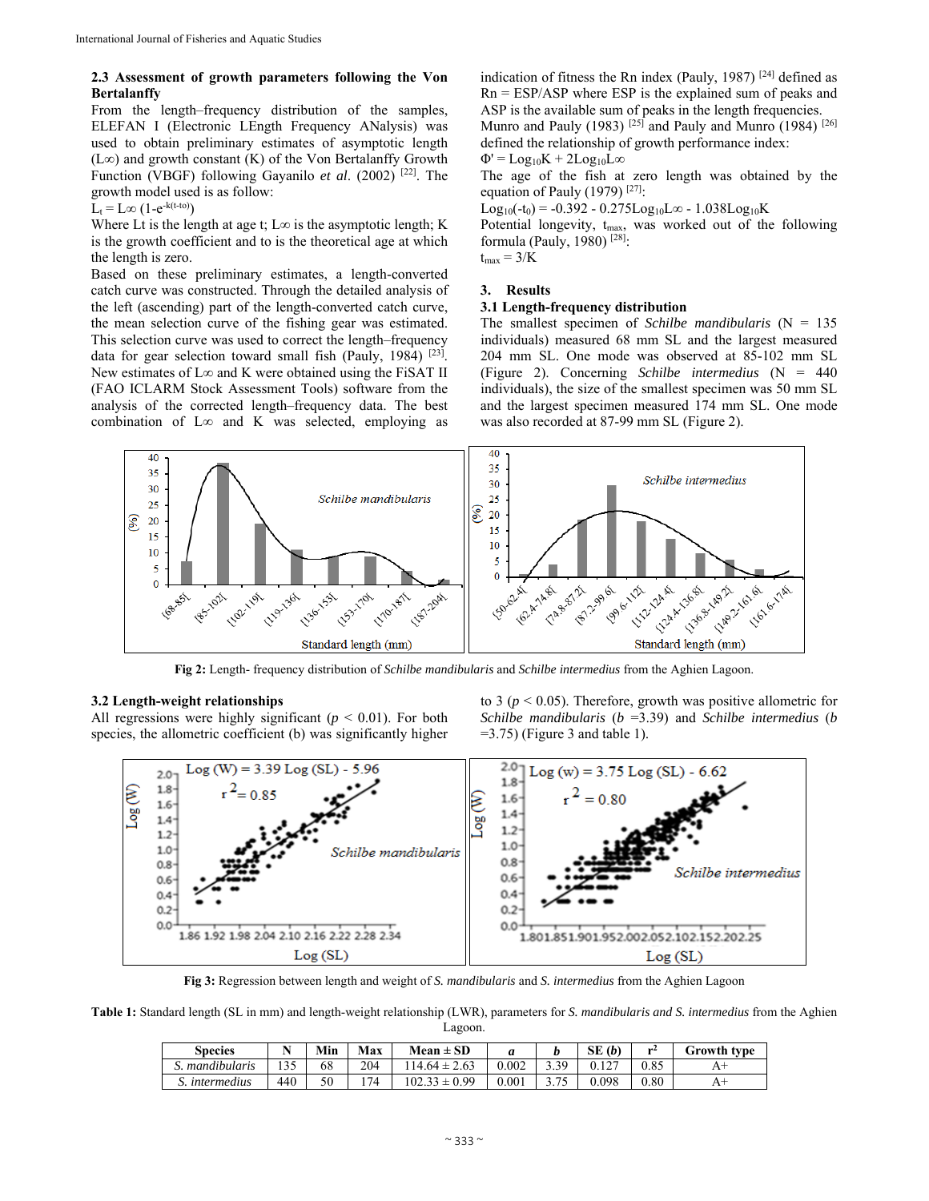### 2.3 Assessment of growth parameters following the Von Bertalanffy

From the length–frequency distribution of the samples, ELEFAN I (Electronic LEngth Frequency ANalysis) was used to obtain preliminary estimates of asymptotic length ($L\infty$) and growth constant (K) of the Von Bertalanffy Growth Function (VBGF) following Gayanilo *et al*. (2002) [22]. The growth model used is as follow:

$$L_t = L\infty\ (1-e^{-k(t-to)})$$

Where Lt is the length at age t; $L\infty$ is the asymptotic length; K is the growth coefficient and to is the theoretical age at which the length is zero.

Based on these preliminary estimates, a length-converted catch curve was constructed. Through the detailed analysis of the left (ascending) part of the length-converted catch curve, the mean selection curve of the fishing gear was estimated. This selection curve was used to correct the length–frequency data for gear selection toward small fish (Pauly, 1984) [23]. New estimates of $L\infty$ and K were obtained using the FiSAT II (FAO ICLARM Stock Assessment Tools) software from the analysis of the corrected length–frequency data. The best combination of $L\infty$ and K was selected, employing as indication of fitness the Rn index (Pauly, 1987) [24] defined as Rn = ESP/ASP where ESP is the explained sum of peaks and ASP is the available sum of peaks in the length frequencies. Munro and Pauly (1983) [25] and Pauly and Munro (1984) [26] defined the relationship of growth performance index:

$$\Phi' = Log_{10}K + 2Log_{10}L\infty$$

The age of the fish at zero length was obtained by the equation of Pauly (1979) [27]:

$$Log_{10}(-t_0) = -0.392 - 0.275Log_{10}L\infty - 1.038Log_{10}K$$

Potential longevity, $t_{max}$, was worked out of the following formula (Pauly, 1980) [28]:

$$t_{max} = 3/K$$

## 3. Results

### 3.1 Length-frequency distribution

The smallest specimen of *Schilbe mandibularis* (N = 135 individuals) measured 68 mm SL and the largest measured 204 mm SL. One mode was observed at 85-102 mm SL (Figure 2). Concerning *Schilbe intermedius* (N = 440 individuals), the size of the smallest specimen was 50 mm SL and the largest specimen measured 174 mm SL. One mode was also recorded at 87-99 mm SL (Figure 2).

**Fig 2:** Length- frequency distribution of *Schilbe mandibularis* and *Schilbe intermedius* from the Aghien Lagoon.

### 3.2 Length-weight relationships

All regressions were highly significant ($p < 0.01$). For both species, the allometric coefficient (b) was significantly higher to 3 ($p < 0.05$). Therefore, growth was positive allometric for *Schilbe mandibularis* (*b* =3.39) and *Schilbe intermedius* (*b* =3.75) (Figure 3 and table 1).

**Fig 3:** Regression between length and weight of *S. mandibularis* and *S. intermedius* from the Aghien Lagoon

**Table 1:** Standard length (SL in mm) and length-weight relationship (LWR), parameters for *S. mandibularis and S. intermedius* from the Aghien Lagoon.

| Species | N | Min | Max | Mean ± SD | *a* | *b* | SE (*b*) | $r^2$ | Growth type |
|---|---|---|---|---|---|---|---|---|---|
| *S. mandibularis* | 135 | 68 | 204 | 114.64 ± 2.63 | 0.002 | 3.39 | 0.127 | 0.85 | A+ |
| *S. intermedius* | 440 | 50 | 174 | 102.33 ± 0.99 | 0.001 | 3.75 | 0.098 | 0.80 | A+ |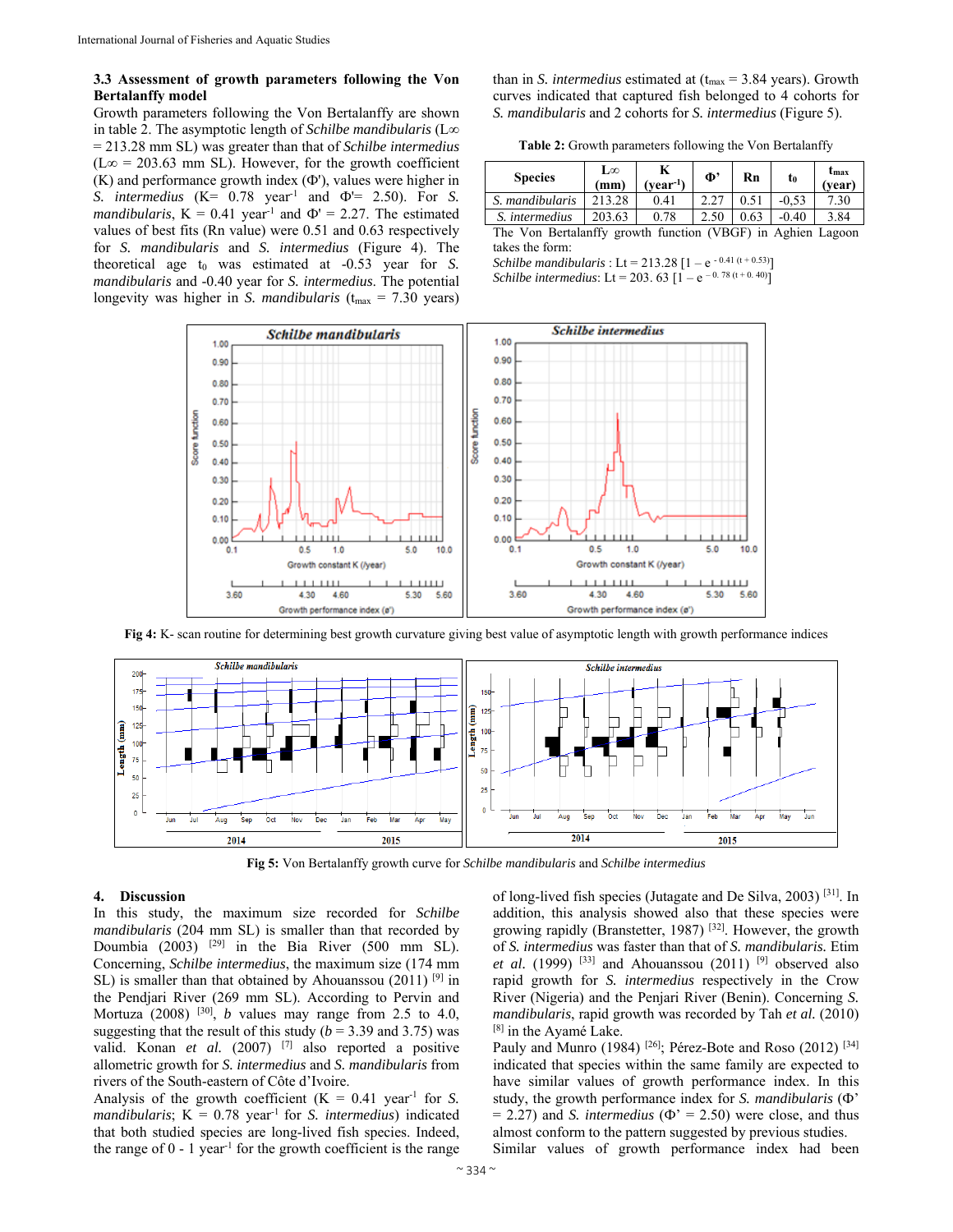### 3.3 Assessment of growth parameters following the Von Bertalanffy model

Growth parameters following the Von Bertalanffy are shown in table 2. The asymptotic length of *Schilbe mandibularis* ($L\infty$ = 213.28 mm SL) was greater than that of *Schilbe intermedius* ($L\infty$ = 203.63 mm SL). However, for the growth coefficient (K) and performance growth index (Φ'), values were higher in *S. intermedius* (K= 0.78 $year^{-1}$ and Φ'= 2.50). For *S. mandibularis*, K = 0.41 $year^{-1}$ and Φ' = 2.27. The estimated values of best fits (Rn value) were 0.51 and 0.63 respectively for *S. mandibularis* and *S. intermedius* (Figure 4). The theoretical age $t_0$ was estimated at -0.53 year for *S. mandibularis* and -0.40 year for *S. intermedius*. The potential longevity was higher in *S. mandibularis* ($t_{max}$ = 7.30 years) than in *S. intermedius* estimated at ($t_{max}$ = 3.84 years). Growth curves indicated that captured fish belonged to 4 cohorts for *S. mandibularis* and 2 cohorts for *S. intermedius* (Figure 5).

**Table 2:** Growth parameters following the Von Bertalanffy

| Species | L∞ (mm) | K ($year^{-1}$) | Φ' | Rn | $t_0$ | $t_{max}$ (year) |
|---|---|---|---|---|---|---|
| *S. mandibularis* | 213.28 | 0.41 | 2.27 | 0.51 | -0,53 | 7.30 |
| *S. intermedius* | 203.63 | 0.78 | 2.50 | 0.63 | -0.40 | 3.84 |

The Von Bertalanffy growth function (VBGF) in Aghien Lagoon takes the form:

*Schilbe mandibularis* : $L_t = 213.28\ [1 - e^{-0.41\ (t + 0.53)}]$

*Schilbe intermedius*: $L_t = 203.63\ [1 - e^{-0.78\ (t + 0.40)}]$

**Fig 4:** K- scan routine for determining best growth curvature giving best value of asymptotic length with growth performance indices

**Fig 5:** Von Bertalanffy growth curve for *Schilbe mandibularis* and *Schilbe intermedius*

## 4. Discussion

In this study, the maximum size recorded for *Schilbe mandibularis* (204 mm SL) is smaller than that recorded by Doumbia (2003) [29] in the Bia River (500 mm SL). Concerning, *Schilbe intermedius*, the maximum size (174 mm SL) is smaller than that obtained by Ahouanssou (2011) [9] in the Pendjari River (269 mm SL). According to Pervin and Mortuza (2008) [30], *b* values may range from 2.5 to 4.0, suggesting that the result of this study (*b* = 3.39 and 3.75) was valid. Konan *et al.* (2007) [7] also reported a positive allometric growth for *S. intermedius* and *S. mandibularis* from rivers of the South-eastern of Côte d'Ivoire.

Analysis of the growth coefficient (K = 0.41 $year^{-1}$ for *S. mandibularis*; K = 0.78 $year^{-1}$ for *S. intermedius*) indicated that both studied species are long-lived fish species. Indeed, the range of 0 - 1 $year^{-1}$ for the growth coefficient is the range of long-lived fish species (Jutagate and De Silva, 2003) [31]. In addition, this analysis showed also that these species were growing rapidly (Branstetter, 1987) [32]. However, the growth of *S. intermedius* was faster than that of *S. mandibularis*. Etim *et al.* (1999) [33] and Ahouanssou (2011) [9] observed also rapid growth for *S. intermedius* respectively in the Crow River (Nigeria) and the Penjari River (Benin). Concerning *S. mandibularis*, rapid growth was recorded by Tah *et al.* (2010) [8] in the Ayamé Lake.

Pauly and Munro (1984) [26]; Pérez-Bote and Roso (2012) [34] indicated that species within the same family are expected to have similar values of growth performance index. In this study, the growth performance index for *S. mandibularis* (Φ' = 2.27) and *S. intermedius* (Φ' = 2.50) were close, and thus almost conform to the pattern suggested by previous studies. Similar values of growth performance index had been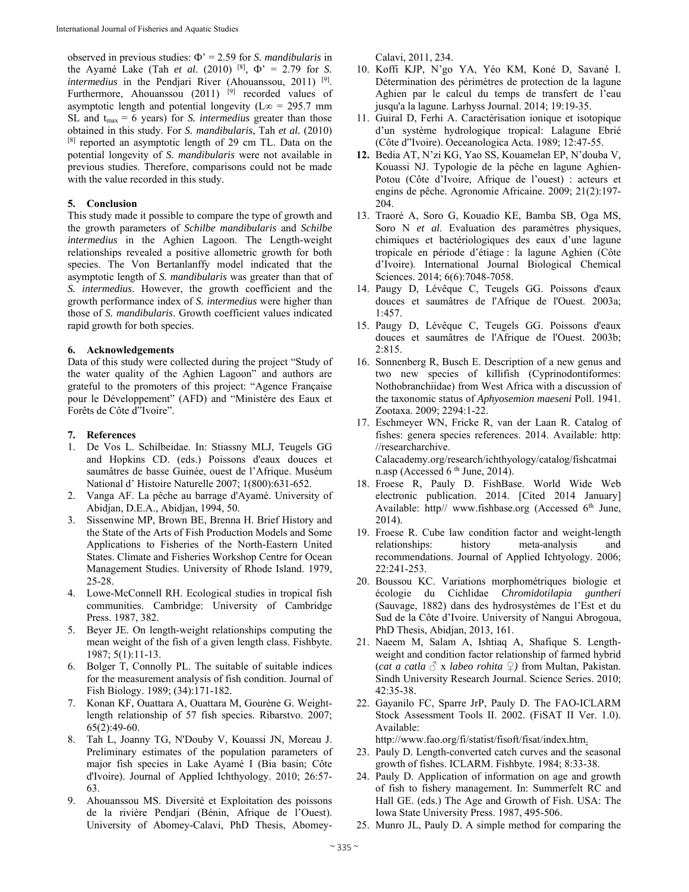observed in previous studies: Φ' = 2.59 for *S. mandibularis* in the Ayamé Lake (Tah *et al*. (2010) [8], Φ' = 2.79 for *S. intermedius* in the Pendjari River (Ahouanssou, 2011) [9]. Furthermore, Ahouanssou (2011) [9] recorded values of asymptotic length and potential longevity ($L\infty$ = 295.7 mm SL and $t_{max}$ = 6 years) for *S. intermedius* greater than those obtained in this study. For *S. mandibularis*, Tah *et al.* (2010) [8] reported an asymptotic length of 29 cm TL. Data on the potential longevity of *S. mandibularis* were not available in previous studies. Therefore, comparisons could not be made with the value recorded in this study.

## 5. Conclusion

This study made it possible to compare the type of growth and the growth parameters of *Schilbe mandibularis* and *Schilbe intermedius* in the Aghien Lagoon. The Length-weight relationships revealed a positive allometric growth for both species. The Von Bertanlanffy model indicated that the asymptotic length of *S. mandibularis* was greater than that of *S. intermedius*. However, the growth coefficient and the growth performance index of *S. intermedius* were higher than those of *S. mandibularis*. Growth coefficient values indicated rapid growth for both species.

## 6. Acknowledgements

Data of this study were collected during the project "Study of the water quality of the Aghien Lagoon" and authors are grateful to the promoters of this project: "Agence Française pour le Développement" (AFD) and "Ministère des Eaux et Forêts de Côte d'Ivoire".

## 7. References

1. De Vos L. Schilbeidae. In: Stiassny MLJ, Teugels GG and Hopkins CD. (eds.) Poissons d'eaux douces et saumâtres de basse Guinée, ouest de l'Afrique. Muséum National d' Histoire Naturelle 2007; 1(800):631-652.
2. Vanga AF. La pêche au barrage d'Ayamé. University of Abidjan, D.E.A., Abidjan, 1994, 50.
3. Sissenwine MP, Brown BE, Brenna H. Brief History and the State of the Arts of Fish Production Models and Some Applications to Fisheries of the North-Eastern United States. Climate and Fisheries Workshop Centre for Ocean Management Studies. University of Rhode Island. 1979, 25-28.
4. Lowe-McConnell RH. Ecological studies in tropical fish communities. Cambridge: University of Cambridge Press. 1987, 382.
5. Beyer JE. On length-weight relationships computing the mean weight of the fish of a given length class. Fishbyte. 1987; 5(1):11-13.
6. Bolger T, Connolly PL. The suitable of suitable indices for the measurement analysis of fish condition. Journal of Fish Biology. 1989; (34):171-182.
7. Konan KF, Ouattara A, Ouattara M, Gourène G. Weight-length relationship of 57 fish species. Ribarstvo. 2007; 65(2):49-60.
8. Tah L, Joanny TG, N'Douby V, Kouassi JN, Moreau J. Preliminary estimates of the population parameters of major fish species in Lake Ayamé I (Bia basin; Côte d'Ivoire). Journal of Applied Ichthyology. 2010; 26:57-63.
9. Ahouanssou MS. Diversité et Exploitation des poissons de la rivière Pendjari (Bénin, Afrique de l'Ouest). University of Abomey-Calavi, PhD Thesis, Abomey-Calavi, 2011, 234.
10. Koffi KJP, N'go YA, Yéo KM, Koné D, Savané I. Détermination des périmètres de protection de la lagune Aghien par le calcul du temps de transfert de l'eau jusqu'a la lagune. Larhyss Journal. 2014; 19:19-35.
11. Guiral D, Ferhi A. Caractérisation ionique et isotopique d'un système hydrologique tropical: Lalagune Ebrié (Côte d'Ivoire). Oeceanologica Acta. 1989; 12:47-55.
12. Bedia AT, N'zi KG, Yao SS, Kouamelan EP, N'douba V, Kouassi NJ. Typologie de la pêche en lagune Aghien-Potou (Côte d'Ivoire, Afrique de l'ouest) : acteurs et engins de pêche. Agronomie Africaine. 2009; 21(2):197-204.
13. Traoré A, Soro G, Kouadio KE, Bamba SB, Oga MS, Soro N *et al.* Evaluation des paramètres physiques, chimiques et bactériologiques des eaux d'une lagune tropicale en période d'étiage : la lagune Aghien (Côte d'Ivoire). International Journal Biological Chemical Sciences. 2014; 6(6):7048-7058.
14. Paugy D, Lévêque C, Teugels GG. Poissons d'eaux douces et saumâtres de l'Afrique de l'Ouest. 2003a; 1:457.
15. Paugy D, Lévêque C, Teugels GG. Poissons d'eaux douces et saumâtres de l'Afrique de l'Ouest. 2003b; 2:815.
16. Sonnenberg R, Busch E. Description of a new genus and two new species of killifish (Cyprinodontiformes: Nothobranchiidae) from West Africa with a discussion of the taxonomic status of *Aphyosemion maeseni* Poll. 1941. Zootaxa. 2009; 2294:1-22.
17. Eschmeyer WN, Fricke R, van der Laan R. Catalog of fishes: genera species references. 2014. Available: http://researcharchive.Calacademy.org/research/ichthyology/catalog/fishcatmain.asp (Accessed 6 th June, 2014).
18. Froese R, Pauly D. FishBase. World Wide Web electronic publication. 2014. [Cited 2014 January] Available: http// www.fishbase.org (Accessed 6th June, 2014).
19. Froese R. Cube law condition factor and weight-length relationships: history meta-analysis and recommendations. Journal of Applied Ichtyology. 2006; 22:241-253.
20. Boussou KC. Variations morphométriques biologie et écologie du Cichlidae *Chromidotilapia guntheri* (Sauvage, 1882) dans des hydrosystèmes de l'Est et du Sud de la Côte d'Ivoire. University of Nangui Abrogoua, PhD Thesis, Abidjan, 2013, 161.
21. Naeem M, Salam A, Ishtiaq A, Shafique S. Length-weight and condition factor relationship of farmed hybrid (*cat a catla* ♂ x *labeo rohita* ♀*)* from Multan, Pakistan. Sindh University Research Journal. Science Series. 2010; 42:35-38.
22. Gayanilo FC, Sparre JrP, Pauly D. The FAO-ICLARM Stock Assessment Tools II. 2002. (FiSAT II Ver. 1.0). Available: http://www.fao.org/fi/statist/fisoft/fisat/index.htm.
23. Pauly D. Length-converted catch curves and the seasonal growth of fishes. ICLARM. Fishbyte. 1984; 8:33-38.
24. Pauly D. Application of information on age and growth of fish to fishery management. In: Summerfelt RC and Hall GE. (eds.) The Age and Growth of Fish. USA: The Iowa State University Press. 1987, 495-506.
25. Munro JL, Pauly D. A simple method for comparing the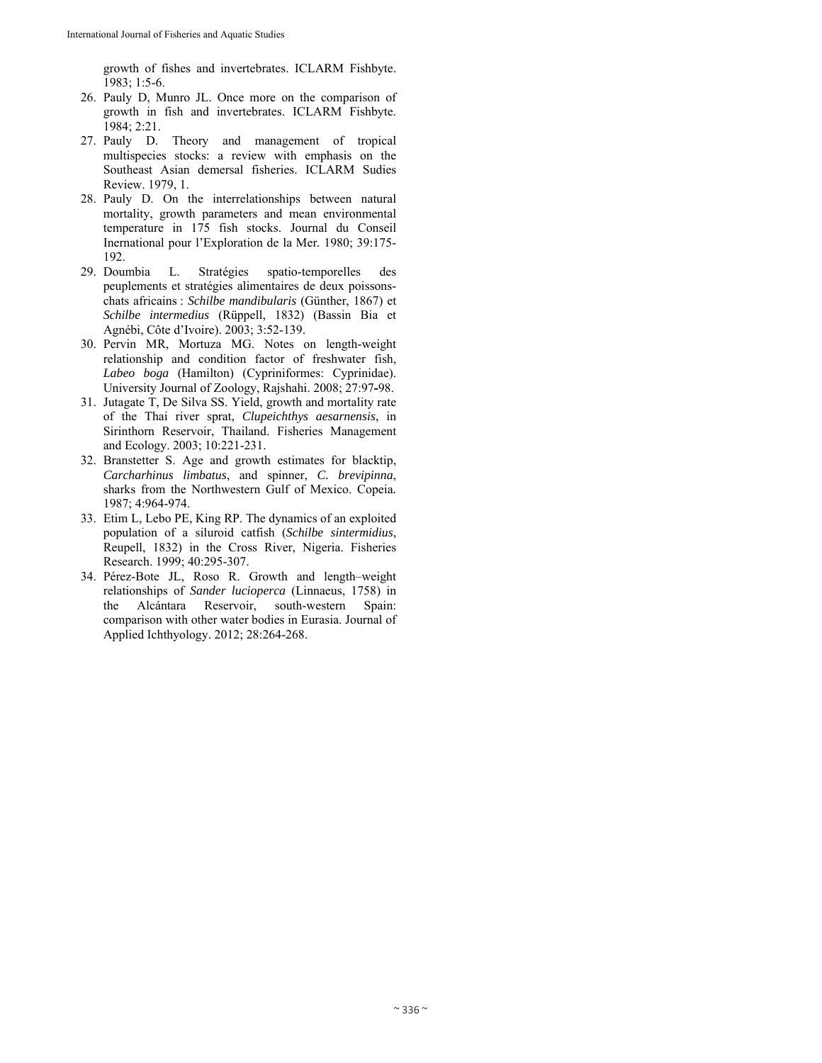growth of fishes and invertebrates. ICLARM Fishbyte. 1983; 1:5-6.

26. Pauly D, Munro JL. Once more on the comparison of growth in fish and invertebrates. ICLARM Fishbyte. 1984; 2:21.
27. Pauly D. Theory and management of tropical multispecies stocks: a review with emphasis on the Southeast Asian demersal fisheries. ICLARM Sudies Review. 1979, 1.
28. Pauly D. On the interrelationships between natural mortality, growth parameters and mean environmental temperature in 175 fish stocks. Journal du Conseil Inernational pour l'Exploration de la Mer. 1980; 39:175-192.
29. Doumbia L. Stratégies spatio-temporelles des peuplements et stratégies alimentaires de deux poissons-chats africains : *Schilbe mandibularis* (Günther, 1867) et *Schilbe intermedius* (Rüppell, 1832) (Bassin Bia et Agnébi, Côte d'Ivoire). 2003; 3:52-139.
30. Pervin MR, Mortuza MG. Notes on length-weight relationship and condition factor of freshwater fish, *Labeo boga* (Hamilton) (Cypriniformes: Cyprinidae). University Journal of Zoology, Rajshahi. 2008; 27:97-98.
31. Jutagate T, De Silva SS. Yield, growth and mortality rate of the Thai river sprat, *Clupeichthys aesarnensis*, in Sirinthorn Reservoir, Thailand. Fisheries Management and Ecology. 2003; 10:221-231.
32. Branstetter S. Age and growth estimates for blacktip, *Carcharhinus limbatus*, and spinner, *C. brevipinna*, sharks from the Northwestern Gulf of Mexico. Copeia. 1987; 4:964-974.
33. Etim L, Lebo PE, King RP. The dynamics of an exploited population of a siluroid catfish (*Schilbe sintermidius*, Reupell, 1832) in the Cross River, Nigeria. Fisheries Research. 1999; 40:295-307.
34. Pérez-Bote JL, Roso R. Growth and length–weight relationships of *Sander lucioperca* (Linnaeus, 1758) in the Alcántara Reservoir, south-western Spain: comparison with other water bodies in Eurasia. Journal of Applied Ichthyology. 2012; 28:264-268.